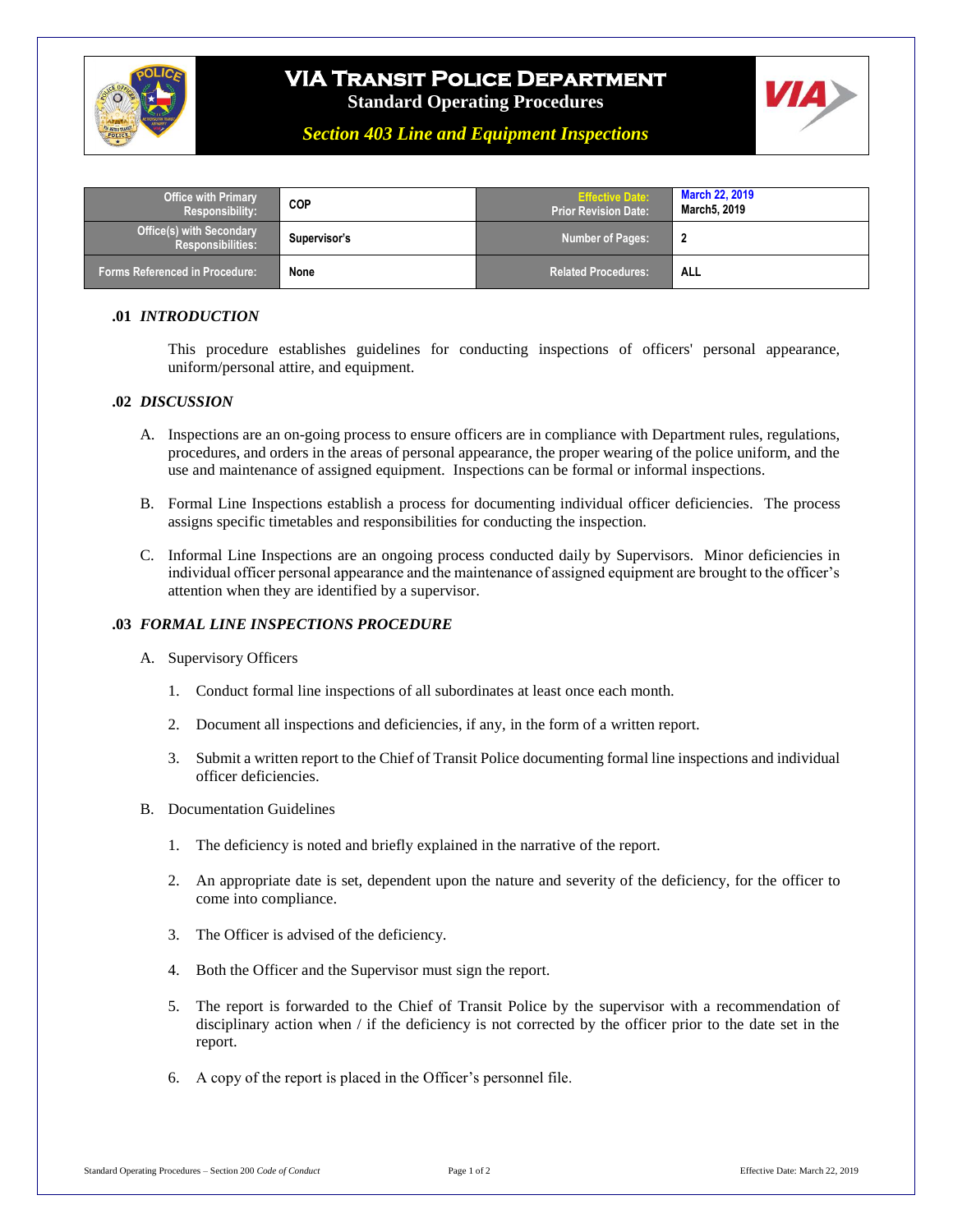# VIA Transit Police Department

**Standard Operating Procedures**

***Section 403 Line and Equipment Inspections***

| Office with Primary Responsibility: | COP | Effective Date: Prior Revision Date: | March 22, 2019 March5, 2019 |
|---|---|---|---|
| Office(s) with Secondary Responsibilities: | Supervisor's | Number of Pages: | 2 |
| Forms Referenced in Procedure: | None | Related Procedures: | ALL |

## .01 *INTRODUCTION*

This procedure establishes guidelines for conducting inspections of officers' personal appearance, uniform/personal attire, and equipment.

## .02 *DISCUSSION*

A. Inspections are an on-going process to ensure officers are in compliance with Department rules, regulations, procedures, and orders in the areas of personal appearance, the proper wearing of the police uniform, and the use and maintenance of assigned equipment. Inspections can be formal or informal inspections.

B. Formal Line Inspections establish a process for documenting individual officer deficiencies. The process assigns specific timetables and responsibilities for conducting the inspection.

C. Informal Line Inspections are an ongoing process conducted daily by Supervisors. Minor deficiencies in individual officer personal appearance and the maintenance of assigned equipment are brought to the officer's attention when they are identified by a supervisor.

## .03 *FORMAL LINE INSPECTIONS PROCEDURE*

A. Supervisory Officers

1. Conduct formal line inspections of all subordinates at least once each month.
2. Document all inspections and deficiencies, if any, in the form of a written report.
3. Submit a written report to the Chief of Transit Police documenting formal line inspections and individual officer deficiencies.

B. Documentation Guidelines

1. The deficiency is noted and briefly explained in the narrative of the report.
2. An appropriate date is set, dependent upon the nature and severity of the deficiency, for the officer to come into compliance.
3. The Officer is advised of the deficiency.
4. Both the Officer and the Supervisor must sign the report.
5. The report is forwarded to the Chief of Transit Police by the supervisor with a recommendation of disciplinary action when / if the deficiency is not corrected by the officer prior to the date set in the report.
6. A copy of the report is placed in the Officer's personnel file.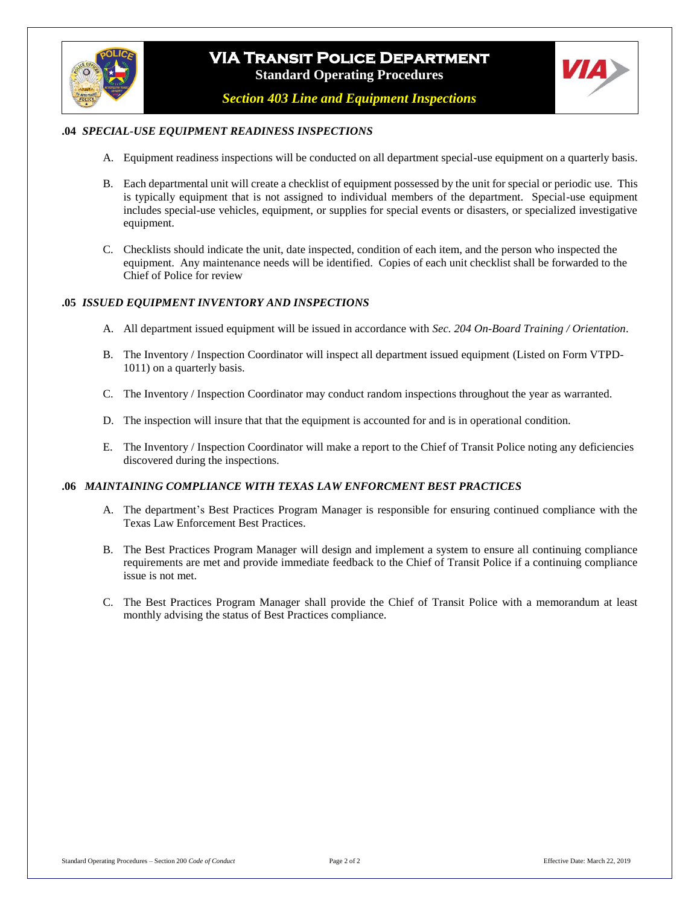### .04 *SPECIAL-USE EQUIPMENT READINESS INSPECTIONS*

A. Equipment readiness inspections will be conducted on all department special-use equipment on a quarterly basis.

B. Each departmental unit will create a checklist of equipment possessed by the unit for special or periodic use. This is typically equipment that is not assigned to individual members of the department. Special-use equipment includes special-use vehicles, equipment, or supplies for special events or disasters, or specialized investigative equipment.

C. Checklists should indicate the unit, date inspected, condition of each item, and the person who inspected the equipment. Any maintenance needs will be identified. Copies of each unit checklist shall be forwarded to the Chief of Police for review

### .05 *ISSUED EQUIPMENT INVENTORY AND INSPECTIONS*

A. All department issued equipment will be issued in accordance with *Sec. 204 On-Board Training / Orientation*.

B. The Inventory / Inspection Coordinator will inspect all department issued equipment (Listed on Form VTPD-1011) on a quarterly basis.

C. The Inventory / Inspection Coordinator may conduct random inspections throughout the year as warranted.

D. The inspection will insure that that the equipment is accounted for and is in operational condition.

E. The Inventory / Inspection Coordinator will make a report to the Chief of Transit Police noting any deficiencies discovered during the inspections.

### .06 *MAINTAINING COMPLIANCE WITH TEXAS LAW ENFORCMENT BEST PRACTICES*

A. The department's Best Practices Program Manager is responsible for ensuring continued compliance with the Texas Law Enforcement Best Practices.

B. The Best Practices Program Manager will design and implement a system to ensure all continuing compliance requirements are met and provide immediate feedback to the Chief of Transit Police if a continuing compliance issue is not met.

C. The Best Practices Program Manager shall provide the Chief of Transit Police with a memorandum at least monthly advising the status of Best Practices compliance.